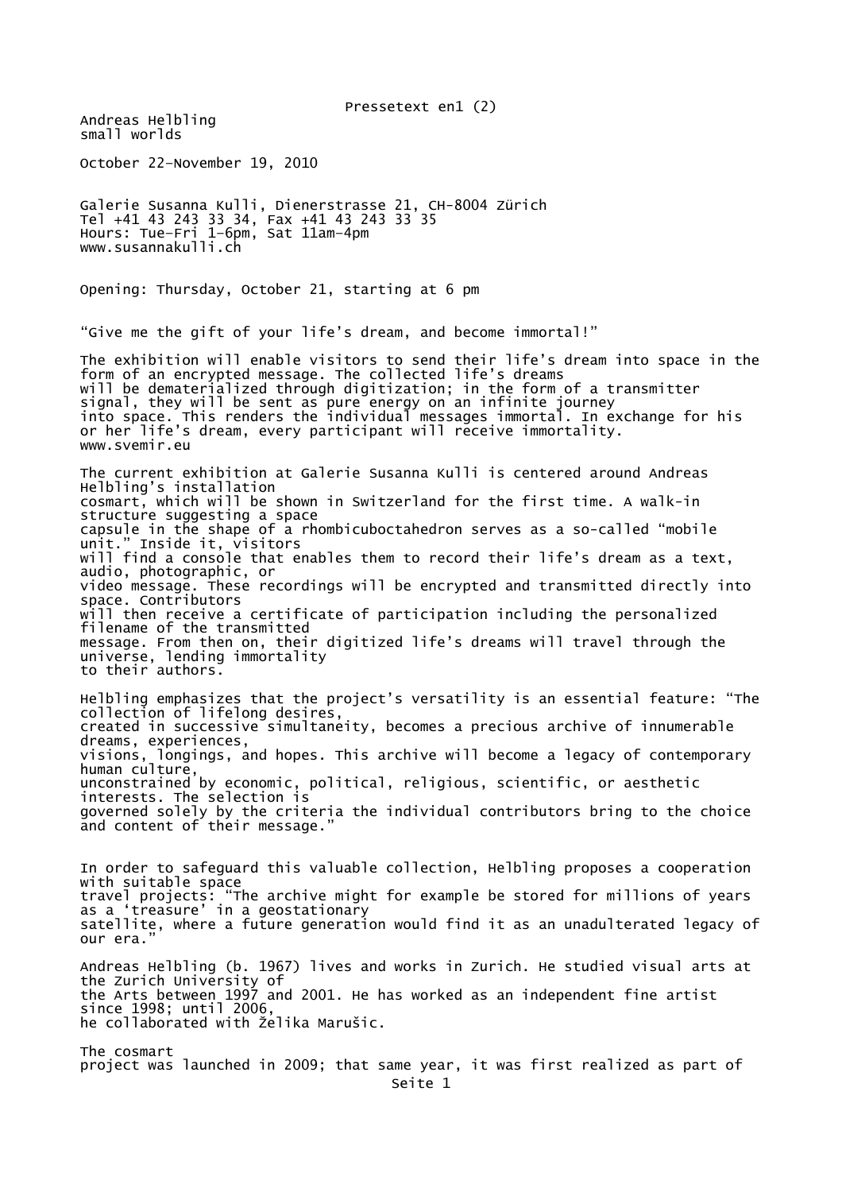Andreas Helbling
small worlds

October 22–November 19, 2010

Galerie Susanna Kulli, Dienerstrasse 21, CH-8004 Zürich
Tel +41 43 243 33 34, Fax +41 43 243 33 35
Hours: Tue–Fri 1–6pm, Sat 11am–4pm
www.susannakulli.ch

Opening: Thursday, October 21, starting at 6 pm

"Give me the gift of your life's dream, and become immortal!"

The exhibition will enable visitors to send their life's dream into space in the form of an encrypted message. The collected life's dreams will be dematerialized through digitization; in the form of a transmitter signal, they will be sent as pure energy on an infinite journey into space. This renders the individual messages immortal. In exchange for his or her life's dream, every participant will receive immortality.
www.svemir.eu

The current exhibition at Galerie Susanna Kulli is centered around Andreas Helbling's installation cosmart, which will be shown in Switzerland for the first time. A walk-in structure suggesting a space capsule in the shape of a rhombicuboctahedron serves as a so-called "mobile unit." Inside it, visitors will find a console that enables them to record their life's dream as a text, audio, photographic, or video message. These recordings will be encrypted and transmitted directly into space. Contributors will then receive a certificate of participation including the personalized filename of the transmitted message. From then on, their digitized life's dreams will travel through the universe, lending immortality to their authors.

Helbling emphasizes that the project's versatility is an essential feature: "The collection of lifelong desires, created in successive simultaneity, becomes a precious archive of innumerable dreams, experiences, visions, longings, and hopes. This archive will become a legacy of contemporary human culture, unconstrained by economic, political, religious, scientific, or aesthetic interests. The selection is governed solely by the criteria the individual contributors bring to the choice and content of their message."

In order to safeguard this valuable collection, Helbling proposes a cooperation with suitable space travel projects: "The archive might for example be stored for millions of years as a 'treasure' in a geostationary satellite, where a future generation would find it as an unadulterated legacy of our era."

Andreas Helbling (b. 1967) lives and works in Zurich. He studied visual arts at the Zurich University of the Arts between 1997 and 2001. He has worked as an independent fine artist since 1998; until 2006, he collaborated with Želika Marušic.

The cosmart project was launched in 2009; that same year, it was first realized as part of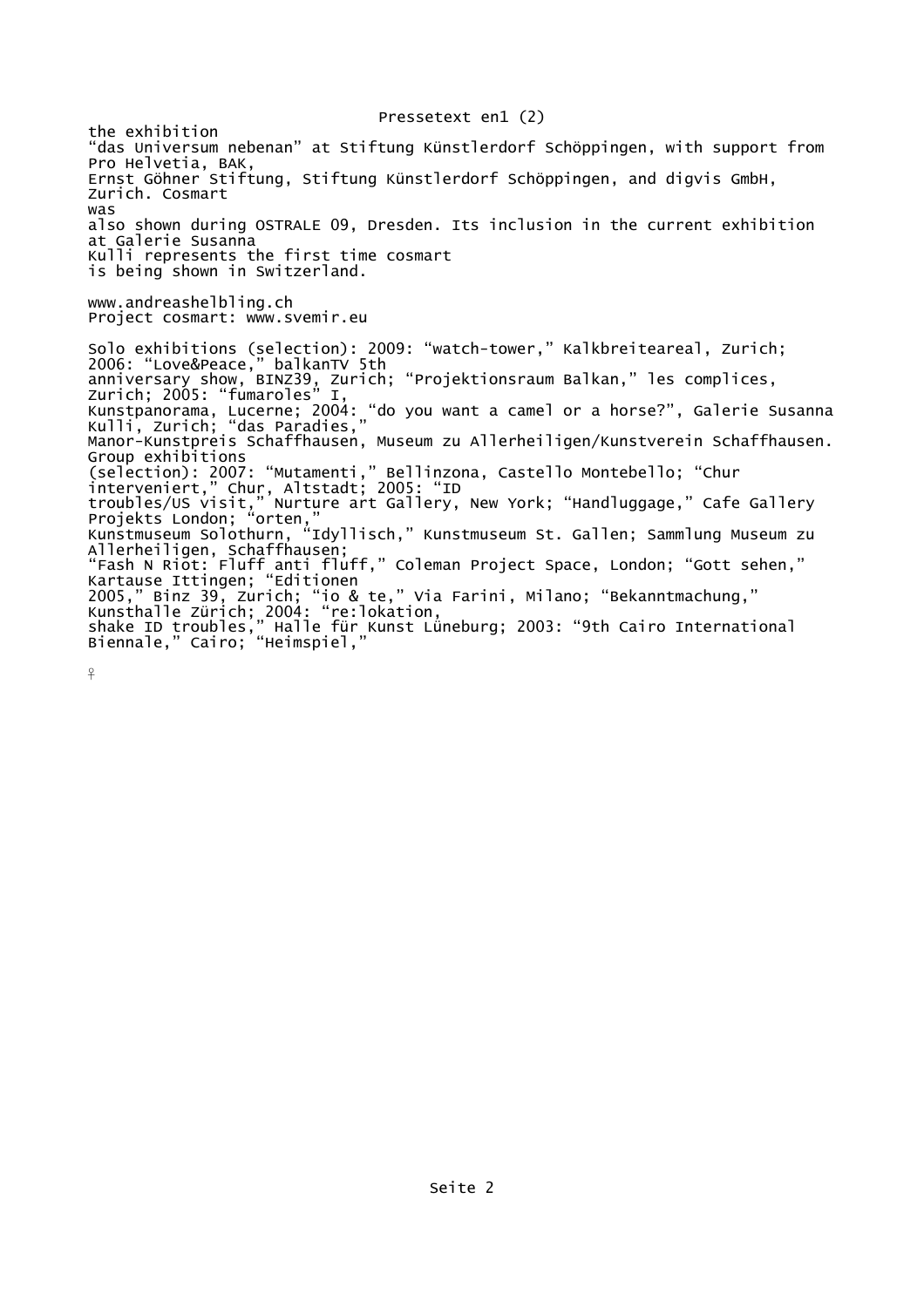the exhibition "das Universum nebenan" at Stiftung Künstlerdorf Schöppingen, with support from Pro Helvetia, BAK, Ernst Göhner Stiftung, Stiftung Künstlerdorf Schöppingen, and digvis GmbH, Zurich. Cosmart was also shown during OSTRALE 09, Dresden. Its inclusion in the current exhibition at Galerie Susanna Kulli represents the first time cosmart is being shown in Switzerland.

www.andreashelbling.ch
Project cosmart: www.svemir.eu

Solo exhibitions (selection): 2009: "watch-tower," Kalkbreiteareal, Zurich; 2006: "Love&Peace," balkanTV 5th anniversary show, BINZ39, Zurich; "Projektionsraum Balkan," les complices, Zurich; 2005: "fumaroles" I, Kunstpanorama, Lucerne; 2004: "do you want a camel or a horse?", Galerie Susanna Kulli, Zurich; "das Paradies," Manor-Kunstpreis Schaffhausen, Museum zu Allerheiligen/Kunstverein Schaffhausen. Group exhibitions (selection): 2007: "Mutamenti," Bellinzona, Castello Montebello; "Chur interveniert," Chur, Altstadt; 2005: "ID troubles/US visit," Nurture art Gallery, New York; "Handluggage," Cafe Gallery Projekts London; "orten," Kunstmuseum Solothurn, "Idyllisch," Kunstmuseum St. Gallen; Sammlung Museum zu Allerheiligen, Schaffhausen; "Fash N Riot: Fluff anti fluff," Coleman Project Space, London; "Gott sehen," Kartause Ittingen; "Editionen 2005," Binz 39, Zurich; "io & te," Via Farini, Milano; "Bekanntmachung," Kunsthalle Zürich; 2004: "re:lokation, shake ID troubles," Halle für Kunst Lüneburg; 2003: "9th Cairo International Biennale," Cairo; "Heimspiel,"

♀